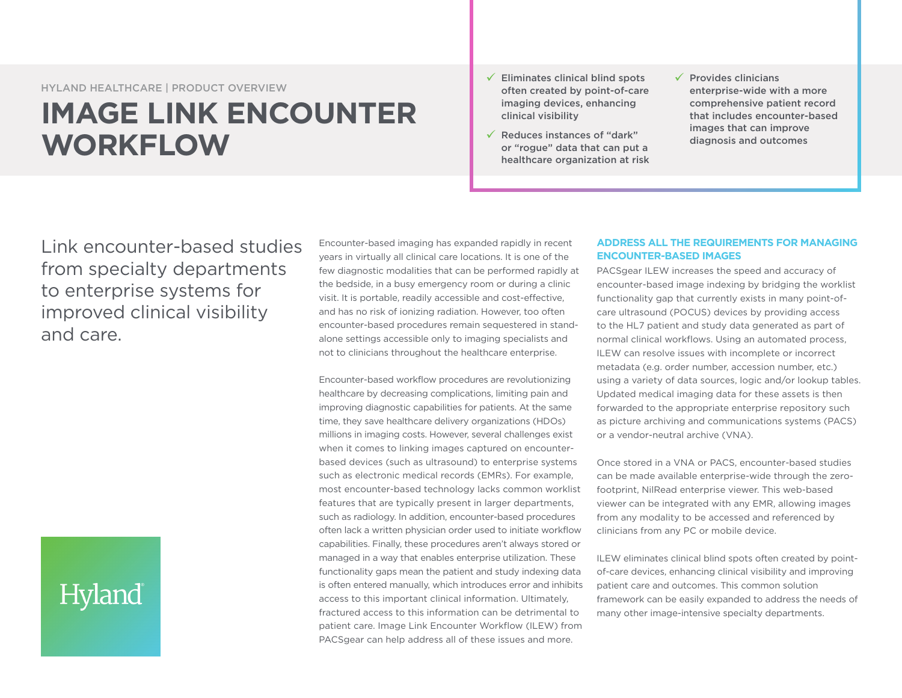HYLAND HEALTHCARE | PRODUCT OVERVIEW

# IMAGE LINK ENCOUNTER WORKFLOW

- ✓ Eliminates clinical blind spots often created by point-of-care imaging devices, enhancing clinical visibility
- ✓ Reduces instances of "dark" or "rogue" data that can put a healthcare organization at risk
- ✓ Provides clinicians enterprise-wide with a more comprehensive patient record that includes encounter-based images that can improve diagnosis and outcomes

Link encounter-based studies from specialty departments to enterprise systems for improved clinical visibility and care.

Encounter-based imaging has expanded rapidly in recent years in virtually all clinical care locations. It is one of the few diagnostic modalities that can be performed rapidly at the bedside, in a busy emergency room or during a clinic visit. It is portable, readily accessible and cost-effective, and has no risk of ionizing radiation. However, too often encounter-based procedures remain sequestered in stand-alone settings accessible only to imaging specialists and not to clinicians throughout the healthcare enterprise.

Encounter-based workflow procedures are revolutionizing healthcare by decreasing complications, limiting pain and improving diagnostic capabilities for patients. At the same time, they save healthcare delivery organizations (HDOs) millions in imaging costs. However, several challenges exist when it comes to linking images captured on encounter-based devices (such as ultrasound) to enterprise systems such as electronic medical records (EMRs). For example, most encounter-based technology lacks common worklist features that are typically present in larger departments, such as radiology. In addition, encounter-based procedures often lack a written physician order used to initiate workflow capabilities. Finally, these procedures aren't always stored or managed in a way that enables enterprise utilization. These functionality gaps mean the patient and study indexing data is often entered manually, which introduces error and inhibits access to this important clinical information. Ultimately, fractured access to this information can be detrimental to patient care. Image Link Encounter Workflow (ILEW) from PACSgear can help address all of these issues and more.

## ADDRESS ALL THE REQUIREMENTS FOR MANAGING ENCOUNTER-BASED IMAGES

PACSgear ILEW increases the speed and accuracy of encounter-based image indexing by bridging the worklist functionality gap that currently exists in many point-of-care ultrasound (POCUS) devices by providing access to the HL7 patient and study data generated as part of normal clinical workflows. Using an automated process, ILEW can resolve issues with incomplete or incorrect metadata (e.g. order number, accession number, etc.) using a variety of data sources, logic and/or lookup tables. Updated medical imaging data for these assets is then forwarded to the appropriate enterprise repository such as picture archiving and communications systems (PACS) or a vendor-neutral archive (VNA).

Once stored in a VNA or PACS, encounter-based studies can be made available enterprise-wide through the zero-footprint, NilRead enterprise viewer. This web-based viewer can be integrated with any EMR, allowing images from any modality to be accessed and referenced by clinicians from any PC or mobile device.

ILEW eliminates clinical blind spots often created by point-of-care devices, enhancing clinical visibility and improving patient care and outcomes. This common solution framework can be easily expanded to address the needs of many other image-intensive specialty departments.

Hyland®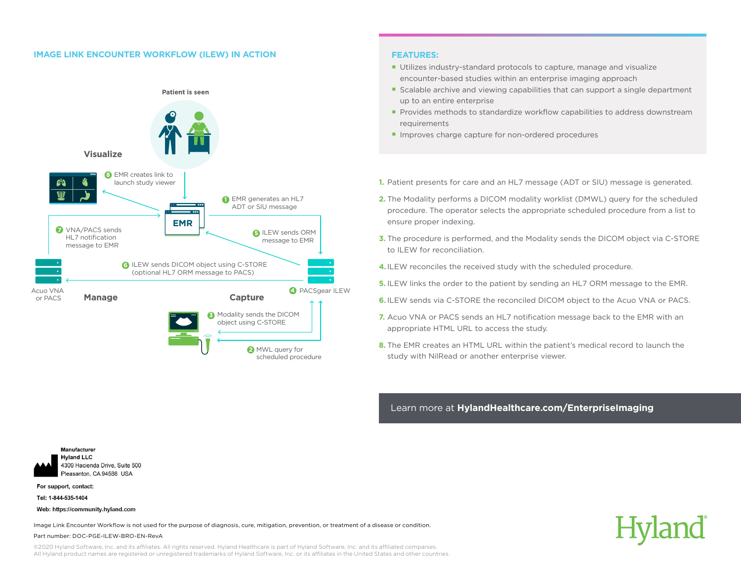## IMAGE LINK ENCOUNTER WORKFLOW (ILEW) IN ACTION

Patient is seen

Visualize

8 EMR creates link to launch study viewer

1 EMR generates an HL7 ADT or SIU message

EMR

7 VNA/PACS sends HL7 notification message to EMR

5 ILEW sends ORM message to EMR

6 ILEW sends DICOM object using C-STORE (optional HL7 ORM message to PACS)

Acuo VNA or PACS

Manage

Capture

4 PACSgear ILEW

3 Modality sends the DICOM object using C-STORE

2 MWL query for scheduled procedure

## FEATURES:

- Utilizes industry-standard protocols to capture, manage and visualize encounter-based studies within an enterprise imaging approach
- Scalable archive and viewing capabilities that can support a single department up to an entire enterprise
- Provides methods to standardize workflow capabilities to address downstream requirements
- Improves charge capture for non-ordered procedures

1. Patient presents for care and an HL7 message (ADT or SIU) message is generated.
2. The Modality performs a DICOM modality worklist (DMWL) query for the scheduled procedure. The operator selects the appropriate scheduled procedure from a list to ensure proper indexing.
3. The procedure is performed, and the Modality sends the DICOM object via C-STORE to ILEW for reconciliation.
4. ILEW reconciles the received study with the scheduled procedure.
5. ILEW links the order to the patient by sending an HL7 ORM message to the EMR.
6. ILEW sends via C-STORE the reconciled DICOM object to the Acuo VNA or PACS.
7. Acuo VNA or PACS sends an HL7 notification message back to the EMR with an appropriate HTML URL to access the study.
8. The EMR creates an HTML URL within the patient's medical record to launch the study with NilRead or another enterprise viewer.

Learn more at **HylandHealthcare.com/EnterpriseImaging**

**Manufacturer**
**Hyland LLC**
4309 Hacienda Drive, Suite 500
Pleasanton, CA 94588 USA

**For support, contact:**

**Tel: 1-844-535-1404**

**Web: https://community.hyland.com**

Image Link Encounter Workflow is not used for the purpose of diagnosis, cure, mitigation, prevention, or treatment of a disease or condition.

Part number: DOC-PGE-ILEW-BRO-EN-RevA

©2020 Hyland Software, Inc. and its affiliates. All rights reserved. Hyland Healthcare is part of Hyland Software, Inc. and its affiliated companies. All Hyland product names are registered or unregistered trademarks of Hyland Software, Inc. or its affiliates in the United States and other countries.

Hyland®